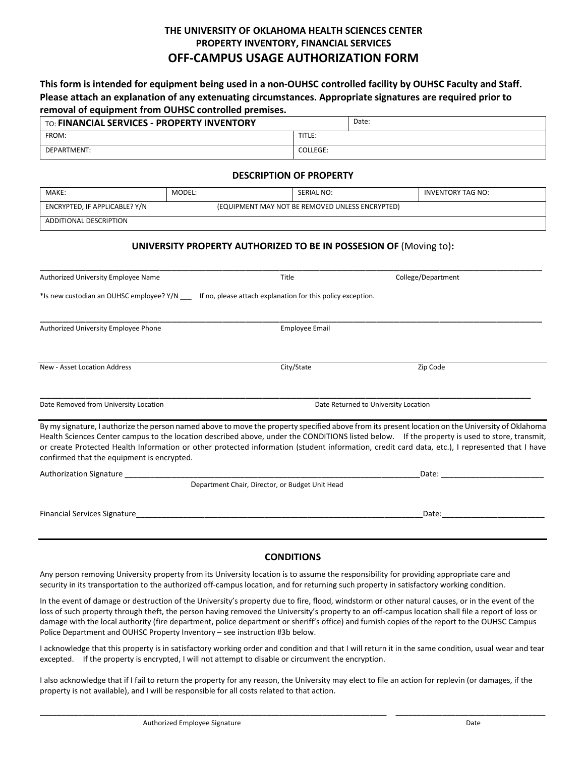# THE UNIVERSITY OF OKLAHOMA HEALTH SCIENCES CENTER
## PROPERTY INVENTORY, FINANCIAL SERVICES
## OFF-CAMPUS USAGE AUTHORIZATION FORM

**This form is intended for equipment being used in a non-OUHSC controlled facility by OUHSC Faculty and Staff. Please attach an explanation of any extenuating circumstances. Appropriate signatures are required prior to removal of equipment from OUHSC controlled premises.**

| TO: **FINANCIAL SERVICES - PROPERTY INVENTORY** | | Date: |
|---|---|---|
| FROM: | TITLE: | |
| DEPARTMENT: | COLLEGE: | |

### DESCRIPTION OF PROPERTY

| MAKE: | MODEL: | SERIAL NO: | INVENTORY TAG NO: |
|---|---|---|---|
| ENCRYPTED, IF APPLICABLE? Y/N | (EQUIPMENT MAY NOT BE REMOVED UNLESS ENCRYPTED) | | |
| ADDITIONAL DESCRIPTION | | | |

### UNIVERSITY PROPERTY AUTHORIZED TO BE IN POSSESION OF (Moving to):

______________________________________________________________________________

Authorized University Employee Name    Title    College/Department

*Is new custodian an OUHSC employee? Y/N ___ If no, please attach explanation for this policy exception.

______________________________________________________________________________

Authorized University Employee Phone    Employee Email

______________________________________________________________________________

New - Asset Location Address    City/State    Zip Code

______________________________________________________________________________

Date Removed from University Location    Date Returned to University Location

By my signature, I authorize the person named above to move the property specified above from its present location on the University of Oklahoma Health Sciences Center campus to the location described above, under the CONDITIONS listed below. If the property is used to store, transmit, or create Protected Health Information or other protected information (student information, credit card data, etc.), I represented that I have confirmed that the equipment is encrypted.

Authorization Signature ________________________________________________Date: ____________________

Department Chair, Director, or Budget Unit Head

Financial Services Signature_____________________________________________Date:____________________

---

### CONDITIONS

Any person removing University property from its University location is to assume the responsibility for providing appropriate care and security in its transportation to the authorized off-campus location, and for returning such property in satisfactory working condition.

In the event of damage or destruction of the University's property due to fire, flood, windstorm or other natural causes, or in the event of the loss of such property through theft, the person having removed the University's property to an off-campus location shall file a report of loss or damage with the local authority (fire department, police department or sheriff's office) and furnish copies of the report to the OUHSC Campus Police Department and OUHSC Property Inventory – see instruction #3b below.

I acknowledge that this property is in satisfactory working order and condition and that I will return it in the same condition, usual wear and tear excepted. If the property is encrypted, I will not attempt to disable or circumvent the encryption.

I also acknowledge that if I fail to return the property for any reason, the University may elect to file an action for replevin (or damages, if the property is not available), and I will be responsible for all costs related to that action.

______________________________________________________    ________________________

Authorized Employee Signature    Date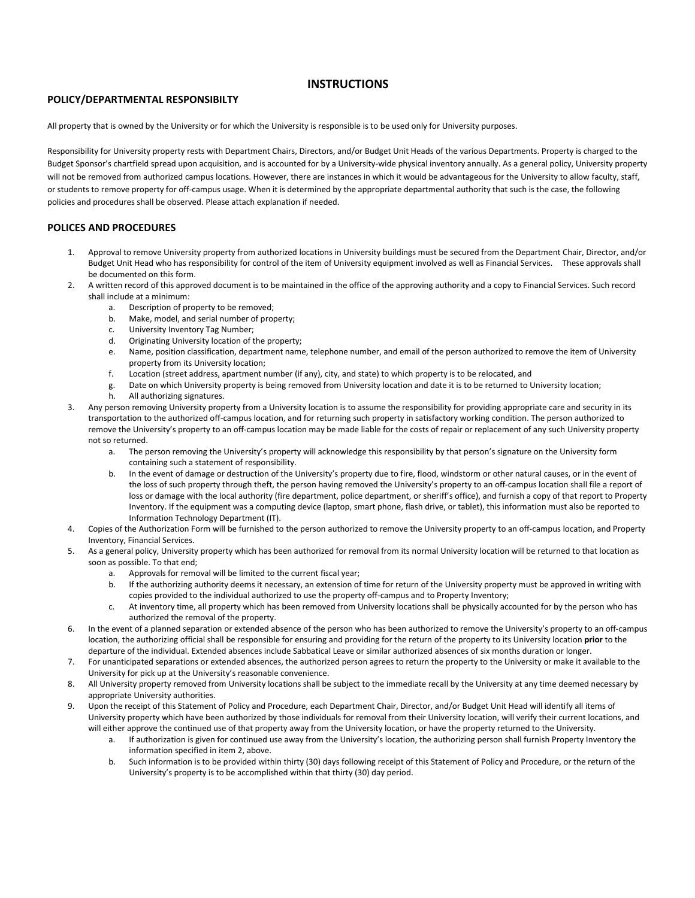# INSTRUCTIONS

## POLICY/DEPARTMENTAL RESPONSIBILTY

All property that is owned by the University or for which the University is responsible is to be used only for University purposes.

Responsibility for University property rests with Department Chairs, Directors, and/or Budget Unit Heads of the various Departments. Property is charged to the Budget Sponsor's chartfield spread upon acquisition, and is accounted for by a University-wide physical inventory annually. As a general policy, University property will not be removed from authorized campus locations. However, there are instances in which it would be advantageous for the University to allow faculty, staff, or students to remove property for off-campus usage. When it is determined by the appropriate departmental authority that such is the case, the following policies and procedures shall be observed. Please attach explanation if needed.

## POLICES AND PROCEDURES

1. Approval to remove University property from authorized locations in University buildings must be secured from the Department Chair, Director, and/or Budget Unit Head who has responsibility for control of the item of University equipment involved as well as Financial Services. These approvals shall be documented on this form.
2. A written record of this approved document is to be maintained in the office of the approving authority and a copy to Financial Services. Such record shall include at a minimum:
   a. Description of property to be removed;
   b. Make, model, and serial number of property;
   c. University Inventory Tag Number;
   d. Originating University location of the property;
   e. Name, position classification, department name, telephone number, and email of the person authorized to remove the item of University property from its University location;
   f. Location (street address, apartment number (if any), city, and state) to which property is to be relocated, and
   g. Date on which University property is being removed from University location and date it is to be returned to University location;
   h. All authorizing signatures.
3. Any person removing University property from a University location is to assume the responsibility for providing appropriate care and security in its transportation to the authorized off-campus location, and for returning such property in satisfactory working condition. The person authorized to remove the University's property to an off-campus location may be made liable for the costs of repair or replacement of any such University property not so returned.
   a. The person removing the University's property will acknowledge this responsibility by that person's signature on the University form containing such a statement of responsibility.
   b. In the event of damage or destruction of the University's property due to fire, flood, windstorm or other natural causes, or in the event of the loss of such property through theft, the person having removed the University's property to an off-campus location shall file a report of loss or damage with the local authority (fire department, police department, or sheriff's office), and furnish a copy of that report to Property Inventory. If the equipment was a computing device (laptop, smart phone, flash drive, or tablet), this information must also be reported to Information Technology Department (IT).
4. Copies of the Authorization Form will be furnished to the person authorized to remove the University property to an off-campus location, and Property Inventory, Financial Services.
5. As a general policy, University property which has been authorized for removal from its normal University location will be returned to that location as soon as possible. To that end;
   a. Approvals for removal will be limited to the current fiscal year;
   b. If the authorizing authority deems it necessary, an extension of time for return of the University property must be approved in writing with copies provided to the individual authorized to use the property off-campus and to Property Inventory;
   c. At inventory time, all property which has been removed from University locations shall be physically accounted for by the person who has authorized the removal of the property.
6. In the event of a planned separation or extended absence of the person who has been authorized to remove the University's property to an off-campus location, the authorizing official shall be responsible for ensuring and providing for the return of the property to its University location **prior** to the departure of the individual. Extended absences include Sabbatical Leave or similar authorized absences of six months duration or longer.
7. For unanticipated separations or extended absences, the authorized person agrees to return the property to the University or make it available to the University for pick up at the University's reasonable convenience.
8. All University property removed from University locations shall be subject to the immediate recall by the University at any time deemed necessary by appropriate University authorities.
9. Upon the receipt of this Statement of Policy and Procedure, each Department Chair, Director, and/or Budget Unit Head will identify all items of University property which have been authorized by those individuals for removal from their University location, will verify their current locations, and will either approve the continued use of that property away from the University location, or have the property returned to the University.
   a. If authorization is given for continued use away from the University's location, the authorizing person shall furnish Property Inventory the information specified in item 2, above.
   b. Such information is to be provided within thirty (30) days following receipt of this Statement of Policy and Procedure, or the return of the University's property is to be accomplished within that thirty (30) day period.